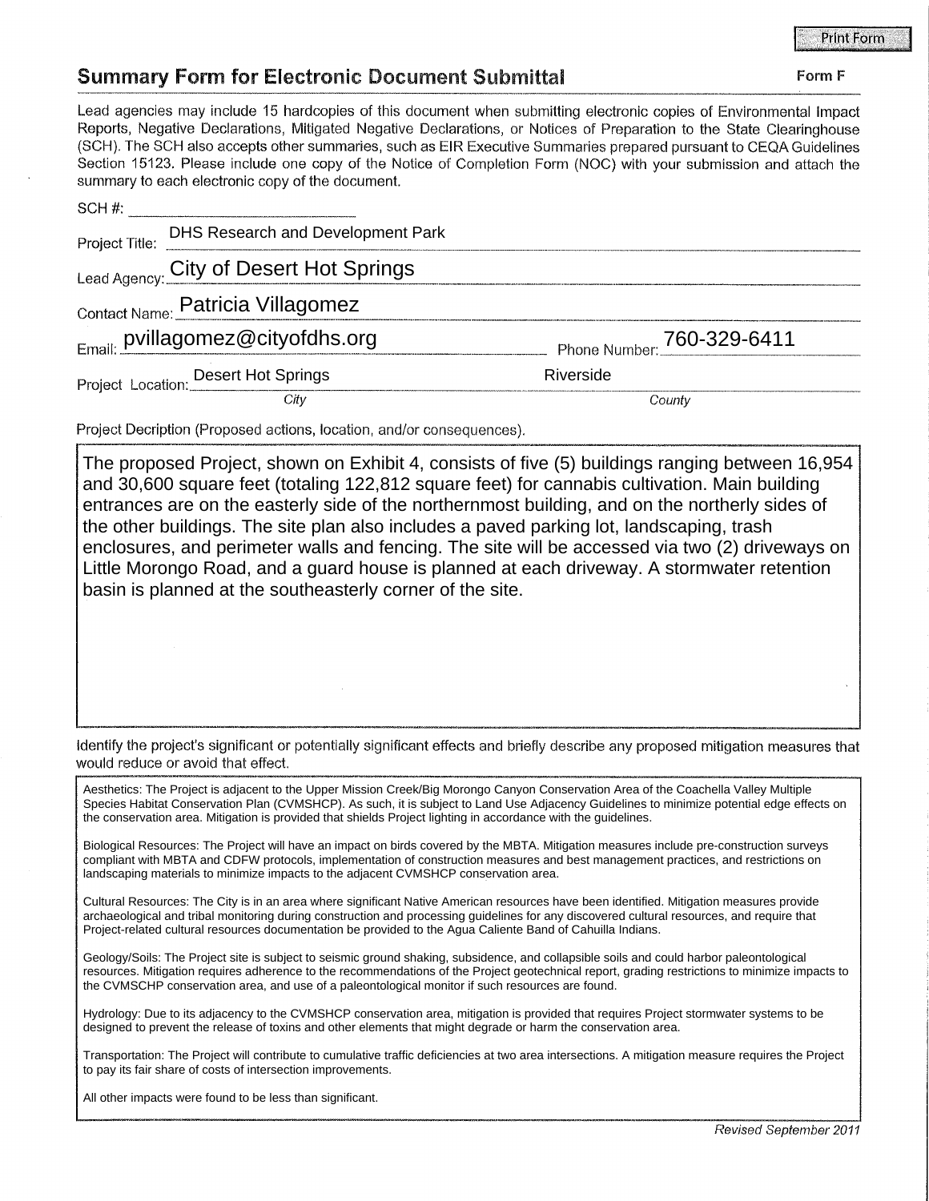## Summary Form for Electronic Document Submittal

**Form F**

Lead agencies may include 15 hardcopies of this document when submitting electronic copies of Environmental Impact Reports, Negative Declarations, Mitigated Negative Declarations, or Notices of Preparation to the State Clearinghouse (SCH). The SCH also accepts other summaries, such as EIR Executive Summaries prepared pursuant to CEQA Guidelines Section 15123. Please include one copy of the Notice of Completion Form (NOC) with your submission and attach the summary to each electronic copy of the document.

SCH #: ____________________

Project Title: DHS Research and Development Park

Lead Agency: City of Desert Hot Springs

Contact Name: Patricia Villagomez

Email: pvillagomez@cityofdhs.org  Phone Number: 760-329-6411

Project Location: Desert Hot Springs (*City*)  Riverside (*County*)

Project Decription (Proposed actions, location, and/or consequences).

The proposed Project, shown on Exhibit 4, consists of five (5) buildings ranging between 16,954 and 30,600 square feet (totaling 122,812 square feet) for cannabis cultivation. Main building entrances are on the easterly side of the northernmost building, and on the northerly sides of the other buildings. The site plan also includes a paved parking lot, landscaping, trash enclosures, and perimeter walls and fencing. The site will be accessed via two (2) driveways on Little Morongo Road, and a guard house is planned at each driveway. A stormwater retention basin is planned at the southeasterly corner of the site.

Identify the project's significant or potentially significant effects and briefly describe any proposed mitigation measures that would reduce or avoid that effect.

Aesthetics: The Project is adjacent to the Upper Mission Creek/Big Morongo Canyon Conservation Area of the Coachella Valley Multiple Species Habitat Conservation Plan (CVMSHCP). As such, it is subject to Land Use Adjacency Guidelines to minimize potential edge effects on the conservation area. Mitigation is provided that shields Project lighting in accordance with the guidelines.

Biological Resources: The Project will have an impact on birds covered by the MBTA. Mitigation measures include pre-construction surveys compliant with MBTA and CDFW protocols, implementation of construction measures and best management practices, and restrictions on landscaping materials to minimize impacts to the adjacent CVMSHCP conservation area.

Cultural Resources: The City is in an area where significant Native American resources have been identified. Mitigation measures provide archaeological and tribal monitoring during construction and processing guidelines for any discovered cultural resources, and require that Project-related cultural resources documentation be provided to the Agua Caliente Band of Cahuilla Indians.

Geology/Soils: The Project site is subject to seismic ground shaking, subsidence, and collapsible soils and could harbor paleontological resources. Mitigation requires adherence to the recommendations of the Project geotechnical report, grading restrictions to minimize impacts to the CVMSCHP conservation area, and use of a paleontological monitor if such resources are found.

Hydrology: Due to its adjacency to the CVMSHCP conservation area, mitigation is provided that requires Project stormwater systems to be designed to prevent the release of toxins and other elements that might degrade or harm the conservation area.

Transportation: The Project will contribute to cumulative traffic deficiencies at two area intersections. A mitigation measure requires the Project to pay its fair share of costs of intersection improvements.

All other impacts were found to be less than significant.

*Revised September 2011*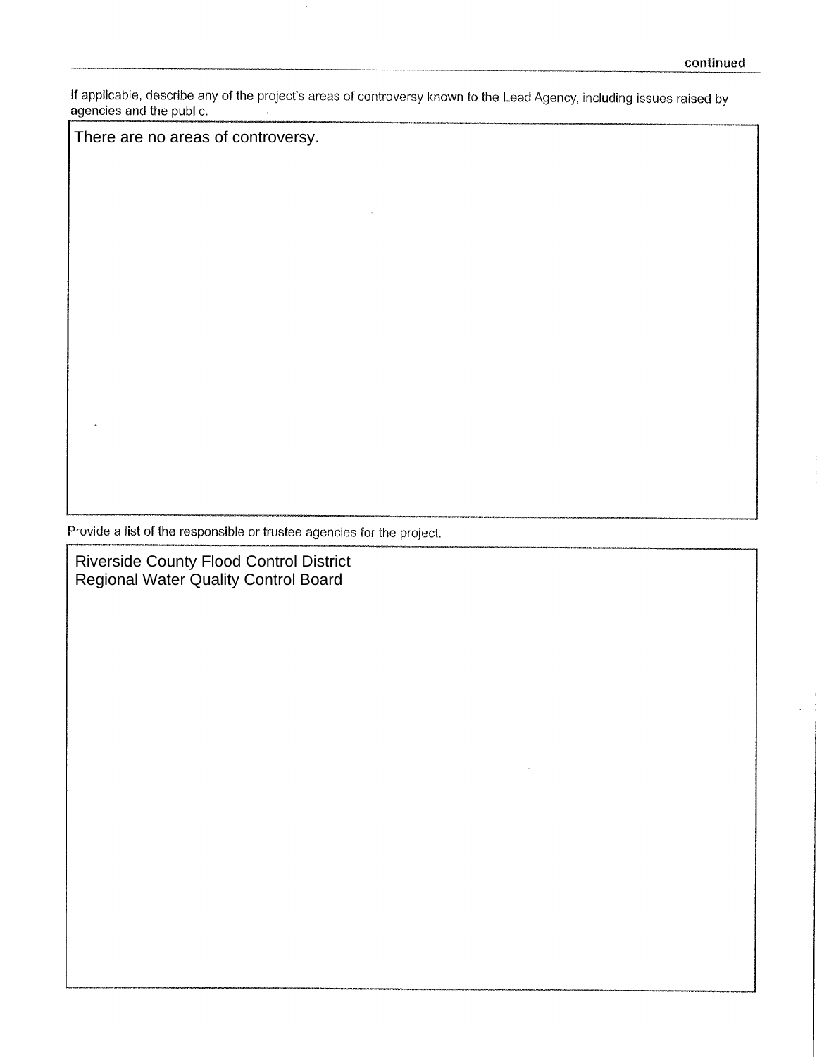continued

If applicable, describe any of the project's areas of controversy known to the Lead Agency, including issues raised by agencies and the public.

There are no areas of controversy.

Provide a list of the responsible or trustee agencies for the project.

Riverside County Flood Control District
Regional Water Quality Control Board